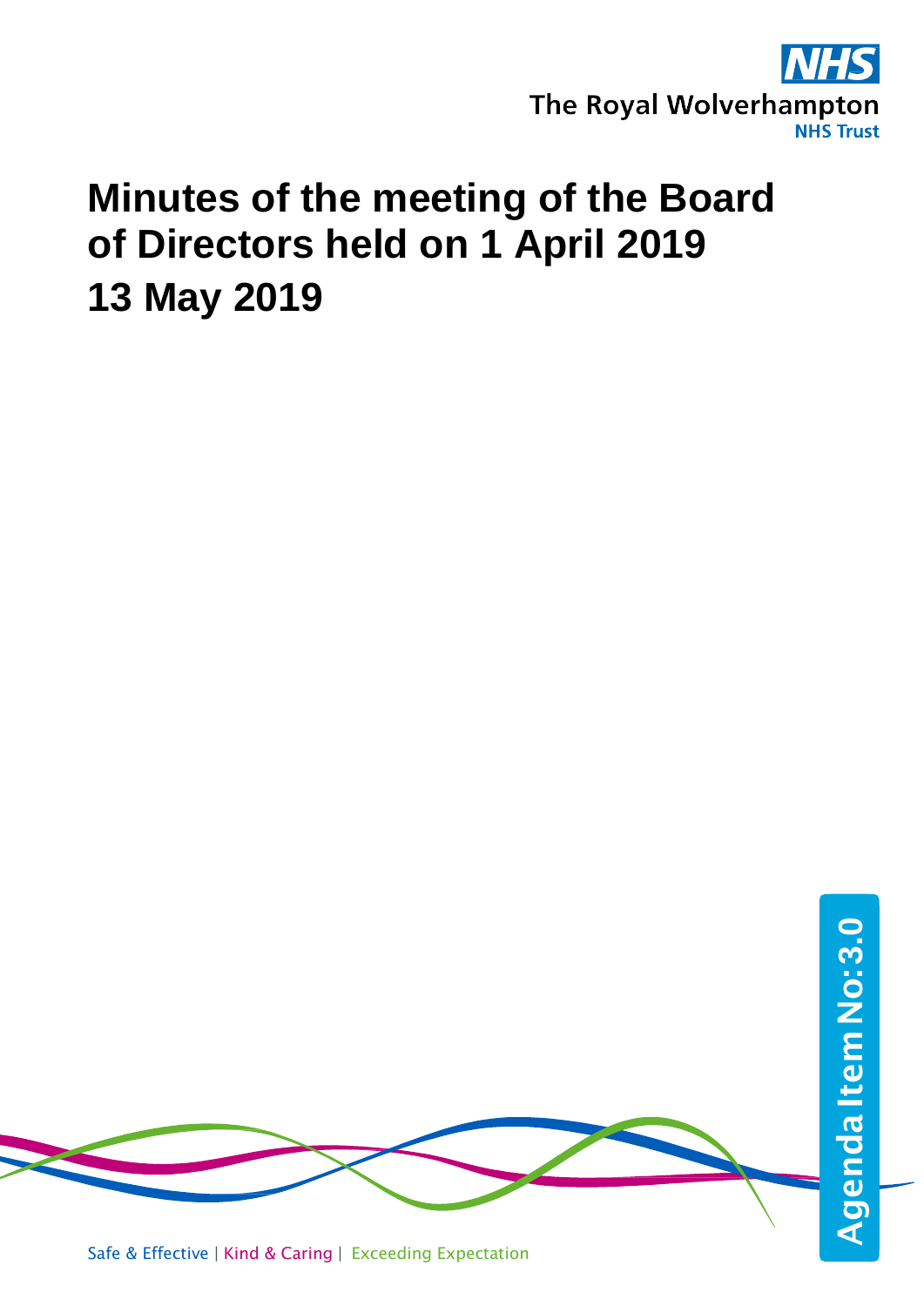The Royal Wolverhampton NHS Trust

# Minutes of the meeting of the Board of Directors held on 1 April 2019

## 13 May 2019

Agenda Item No:3.0

Safe & Effective | Kind & Caring | Exceeding Expectation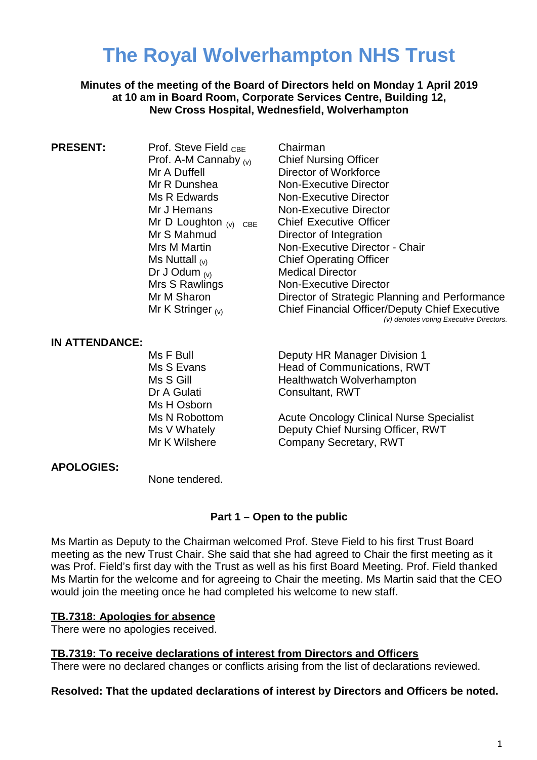# The Royal Wolverhampton NHS Trust

**Minutes of the meeting of the Board of Directors held on Monday 1 April 2019 at 10 am in Board Room, Corporate Services Centre, Building 12, New Cross Hospital, Wednesfield, Wolverhampton**

**PRESENT:**

| | |
|---|---|
| Prof. Steve Field CBE | Chairman |
| Prof. A-M Cannaby (v) | Chief Nursing Officer |
| Mr A Duffell | Director of Workforce |
| Mr R Dunshea | Non-Executive Director |
| Ms R Edwards | Non-Executive Director |
| Mr J Hemans | Non-Executive Director |
| Mr D Loughton (v) CBE | Chief Executive Officer |
| Mr S Mahmud | Director of Integration |
| Mrs M Martin | Non-Executive Director - Chair |
| Ms Nuttall (v) | Chief Operating Officer |
| Dr J Odum (v) | Medical Director |
| Mrs S Rawlings | Non-Executive Director |
| Mr M Sharon | Director of Strategic Planning and Performance |
| Mr K Stringer (v) | Chief Financial Officer/Deputy Chief Executive |

*(v) denotes voting Executive Directors.*

**IN ATTENDANCE:**

| | |
|---|---|
| Ms F Bull | Deputy HR Manager Division 1 |
| Ms S Evans | Head of Communications, RWT |
| Ms S Gill | Healthwatch Wolverhampton |
| Dr A Gulati | Consultant, RWT |
| Ms H Osborn | |
| Ms N Robottom | Acute Oncology Clinical Nurse Specialist |
| Ms V Whately | Deputy Chief Nursing Officer, RWT |
| Mr K Wilshere | Company Secretary, RWT |

**APOLOGIES:**

None tendered.

**Part 1 – Open to the public**

Ms Martin as Deputy to the Chairman welcomed Prof. Steve Field to his first Trust Board meeting as the new Trust Chair. She said that she had agreed to Chair the first meeting as it was Prof. Field's first day with the Trust as well as his first Board Meeting. Prof. Field thanked Ms Martin for the welcome and for agreeing to Chair the meeting. Ms Martin said that the CEO would join the meeting once he had completed his welcome to new staff.

**TB.7318: Apologies for absence**

There were no apologies received.

**TB.7319: To receive declarations of interest from Directors and Officers**

There were no declared changes or conflicts arising from the list of declarations reviewed.

**Resolved: That the updated declarations of interest by Directors and Officers be noted.**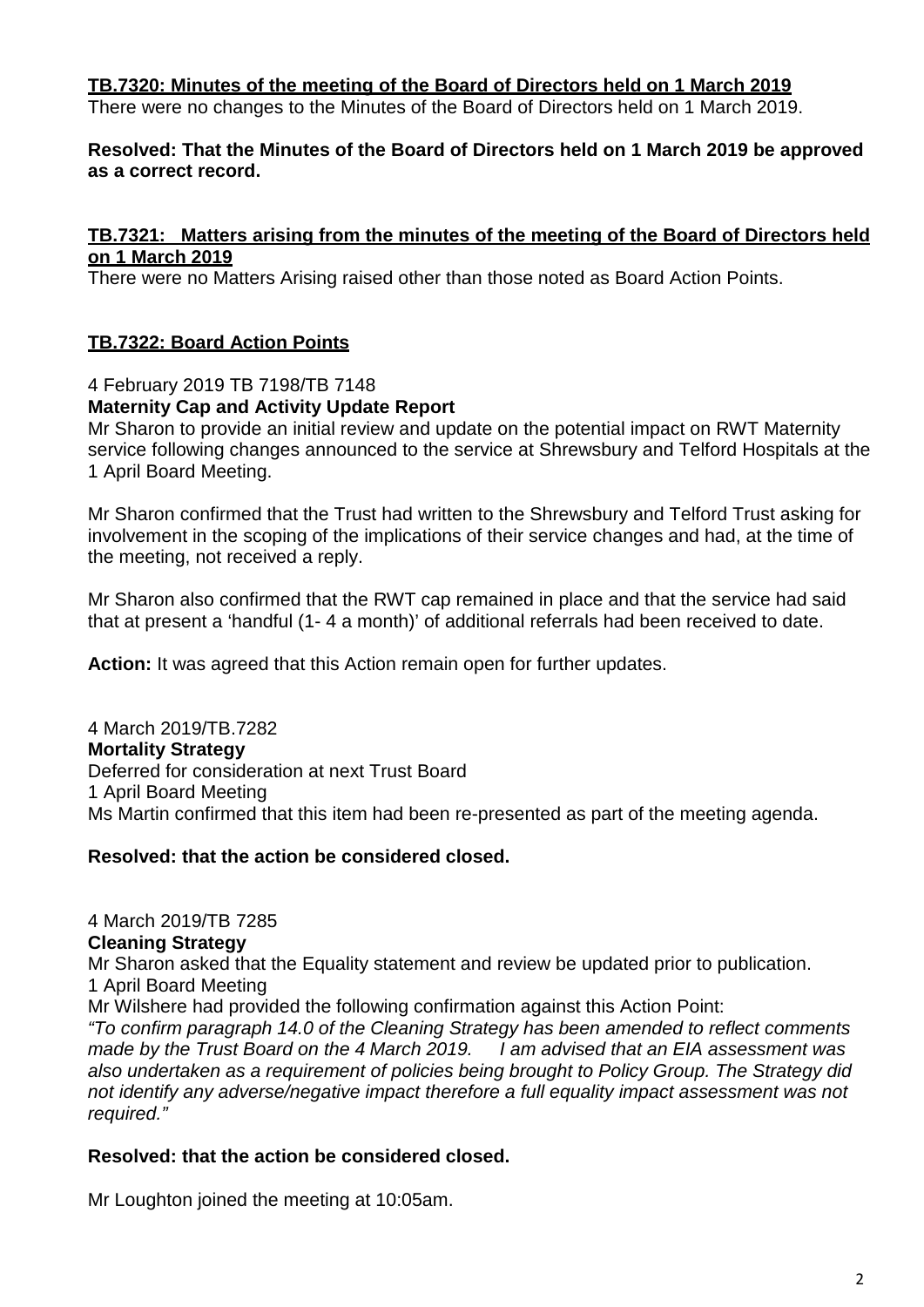**TB.7320: Minutes of the meeting of the Board of Directors held on 1 March 2019**

There were no changes to the Minutes of the Board of Directors held on 1 March 2019.

**Resolved: That the Minutes of the Board of Directors held on 1 March 2019 be approved as a correct record.**

**TB.7321: Matters arising from the minutes of the meeting of the Board of Directors held on 1 March 2019**

There were no Matters Arising raised other than those noted as Board Action Points.

**TB.7322: Board Action Points**

4 February 2019 TB 7198/TB 7148

**Maternity Cap and Activity Update Report**

Mr Sharon to provide an initial review and update on the potential impact on RWT Maternity service following changes announced to the service at Shrewsbury and Telford Hospitals at the 1 April Board Meeting.

Mr Sharon confirmed that the Trust had written to the Shrewsbury and Telford Trust asking for involvement in the scoping of the implications of their service changes and had, at the time of the meeting, not received a reply.

Mr Sharon also confirmed that the RWT cap remained in place and that the service had said that at present a 'handful (1- 4 a month)' of additional referrals had been received to date.

**Action:** It was agreed that this Action remain open for further updates.

4 March 2019/TB.7282

**Mortality Strategy**

Deferred for consideration at next Trust Board

1 April Board Meeting

Ms Martin confirmed that this item had been re-presented as part of the meeting agenda.

**Resolved: that the action be considered closed.**

4 March 2019/TB 7285

**Cleaning Strategy**

Mr Sharon asked that the Equality statement and review be updated prior to publication.

1 April Board Meeting

Mr Wilshere had provided the following confirmation against this Action Point:

*"To confirm paragraph 14.0 of the Cleaning Strategy has been amended to reflect comments made by the Trust Board on the 4 March 2019. I am advised that an EIA assessment was also undertaken as a requirement of policies being brought to Policy Group. The Strategy did not identify any adverse/negative impact therefore a full equality impact assessment was not required."*

**Resolved: that the action be considered closed.**

Mr Loughton joined the meeting at 10:05am.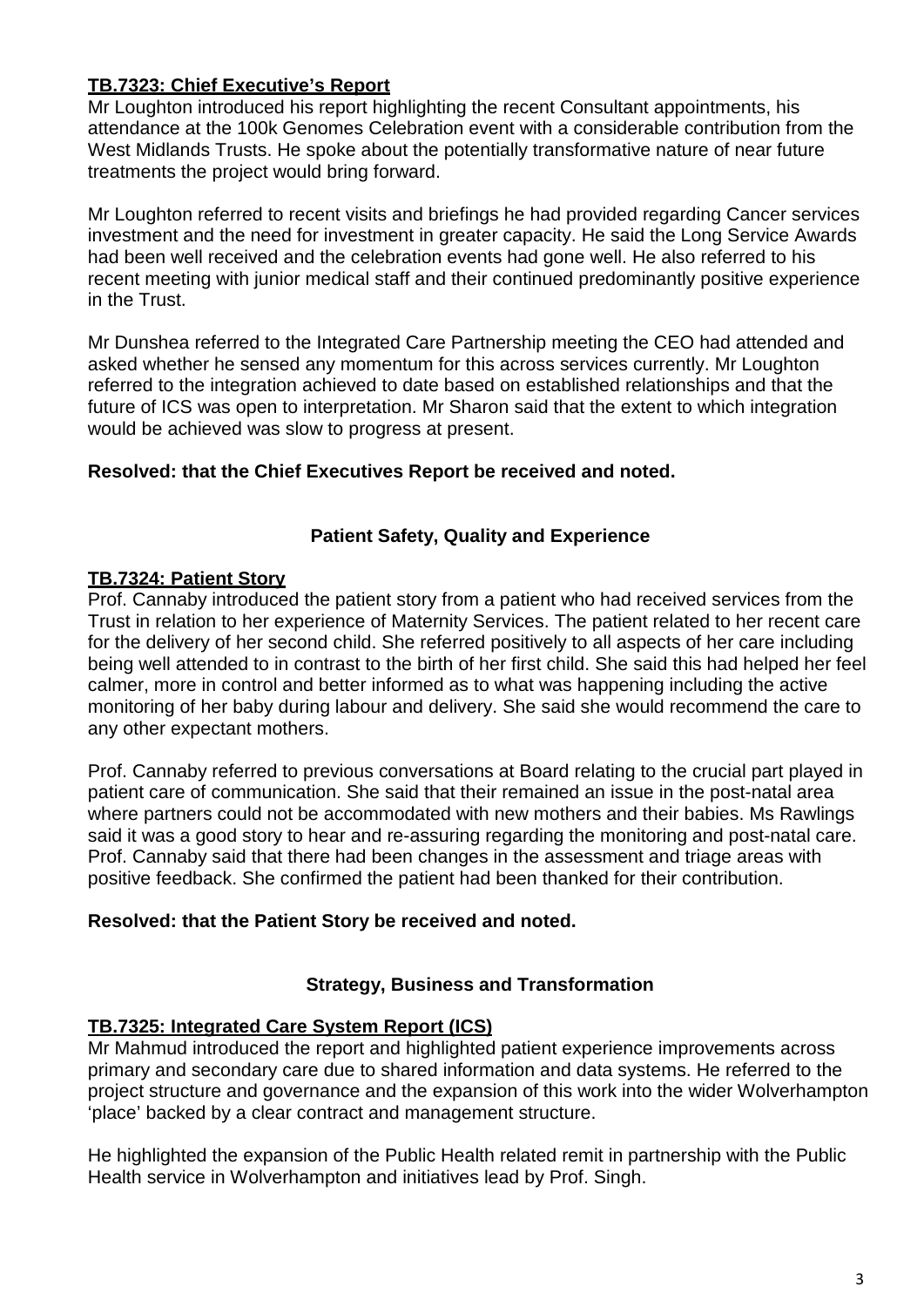**TB.7323: Chief Executive's Report**

Mr Loughton introduced his report highlighting the recent Consultant appointments, his attendance at the 100k Genomes Celebration event with a considerable contribution from the West Midlands Trusts. He spoke about the potentially transformative nature of near future treatments the project would bring forward.

Mr Loughton referred to recent visits and briefings he had provided regarding Cancer services investment and the need for investment in greater capacity. He said the Long Service Awards had been well received and the celebration events had gone well. He also referred to his recent meeting with junior medical staff and their continued predominantly positive experience in the Trust.

Mr Dunshea referred to the Integrated Care Partnership meeting the CEO had attended and asked whether he sensed any momentum for this across services currently. Mr Loughton referred to the integration achieved to date based on established relationships and that the future of ICS was open to interpretation. Mr Sharon said that the extent to which integration would be achieved was slow to progress at present.

**Resolved: that the Chief Executives Report be received and noted.**

**Patient Safety, Quality and Experience**

**TB.7324: Patient Story**

Prof. Cannaby introduced the patient story from a patient who had received services from the Trust in relation to her experience of Maternity Services. The patient related to her recent care for the delivery of her second child. She referred positively to all aspects of her care including being well attended to in contrast to the birth of her first child. She said this had helped her feel calmer, more in control and better informed as to what was happening including the active monitoring of her baby during labour and delivery. She said she would recommend the care to any other expectant mothers.

Prof. Cannaby referred to previous conversations at Board relating to the crucial part played in patient care of communication. She said that their remained an issue in the post-natal area where partners could not be accommodated with new mothers and their babies. Ms Rawlings said it was a good story to hear and re-assuring regarding the monitoring and post-natal care. Prof. Cannaby said that there had been changes in the assessment and triage areas with positive feedback. She confirmed the patient had been thanked for their contribution.

**Resolved: that the Patient Story be received and noted.**

**Strategy, Business and Transformation**

**TB.7325: Integrated Care System Report (ICS)**

Mr Mahmud introduced the report and highlighted patient experience improvements across primary and secondary care due to shared information and data systems. He referred to the project structure and governance and the expansion of this work into the wider Wolverhampton 'place' backed by a clear contract and management structure.

He highlighted the expansion of the Public Health related remit in partnership with the Public Health service in Wolverhampton and initiatives lead by Prof. Singh.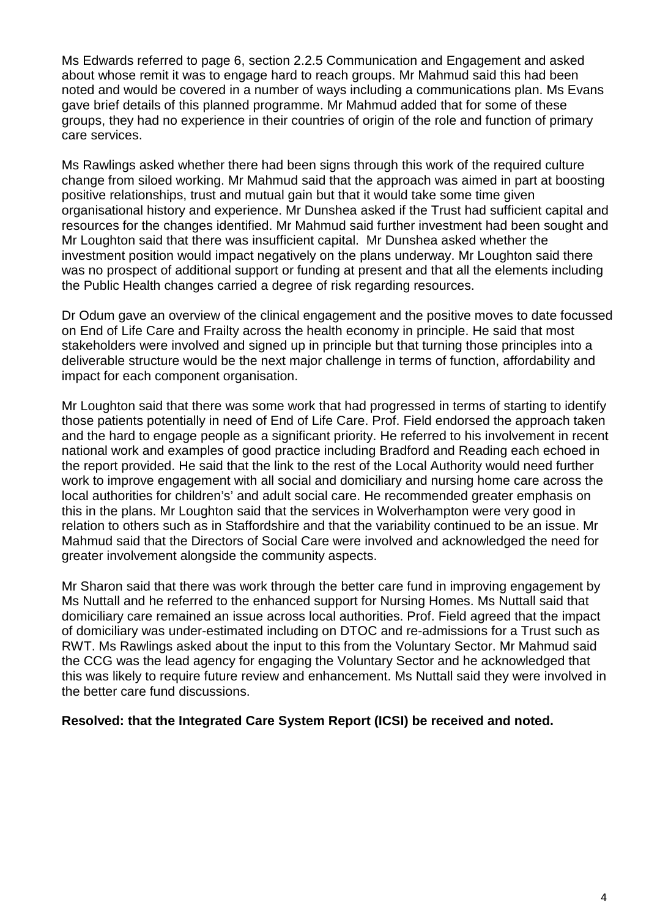Ms Edwards referred to page 6, section 2.2.5 Communication and Engagement and asked about whose remit it was to engage hard to reach groups. Mr Mahmud said this had been noted and would be covered in a number of ways including a communications plan. Ms Evans gave brief details of this planned programme. Mr Mahmud added that for some of these groups, they had no experience in their countries of origin of the role and function of primary care services.

Ms Rawlings asked whether there had been signs through this work of the required culture change from siloed working. Mr Mahmud said that the approach was aimed in part at boosting positive relationships, trust and mutual gain but that it would take some time given organisational history and experience. Mr Dunshea asked if the Trust had sufficient capital and resources for the changes identified. Mr Mahmud said further investment had been sought and Mr Loughton said that there was insufficient capital. Mr Dunshea asked whether the investment position would impact negatively on the plans underway. Mr Loughton said there was no prospect of additional support or funding at present and that all the elements including the Public Health changes carried a degree of risk regarding resources.

Dr Odum gave an overview of the clinical engagement and the positive moves to date focussed on End of Life Care and Frailty across the health economy in principle. He said that most stakeholders were involved and signed up in principle but that turning those principles into a deliverable structure would be the next major challenge in terms of function, affordability and impact for each component organisation.

Mr Loughton said that there was some work that had progressed in terms of starting to identify those patients potentially in need of End of Life Care. Prof. Field endorsed the approach taken and the hard to engage people as a significant priority. He referred to his involvement in recent national work and examples of good practice including Bradford and Reading each echoed in the report provided. He said that the link to the rest of the Local Authority would need further work to improve engagement with all social and domiciliary and nursing home care across the local authorities for children's' and adult social care. He recommended greater emphasis on this in the plans. Mr Loughton said that the services in Wolverhampton were very good in relation to others such as in Staffordshire and that the variability continued to be an issue. Mr Mahmud said that the Directors of Social Care were involved and acknowledged the need for greater involvement alongside the community aspects.

Mr Sharon said that there was work through the better care fund in improving engagement by Ms Nuttall and he referred to the enhanced support for Nursing Homes. Ms Nuttall said that domiciliary care remained an issue across local authorities. Prof. Field agreed that the impact of domiciliary was under-estimated including on DTOC and re-admissions for a Trust such as RWT. Ms Rawlings asked about the input to this from the Voluntary Sector. Mr Mahmud said the CCG was the lead agency for engaging the Voluntary Sector and he acknowledged that this was likely to require future review and enhancement. Ms Nuttall said they were involved in the better care fund discussions.

**Resolved: that the Integrated Care System Report (ICSI) be received and noted.**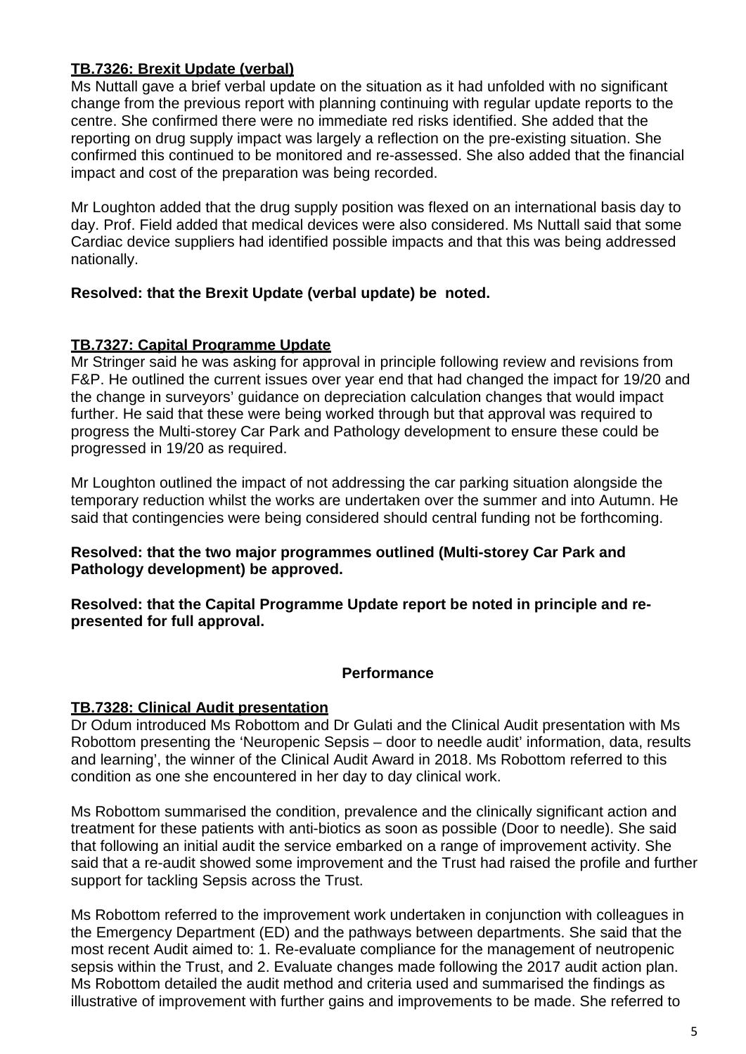**TB.7326: Brexit Update (verbal)**

Ms Nuttall gave a brief verbal update on the situation as it had unfolded with no significant change from the previous report with planning continuing with regular update reports to the centre. She confirmed there were no immediate red risks identified. She added that the reporting on drug supply impact was largely a reflection on the pre-existing situation. She confirmed this continued to be monitored and re-assessed. She also added that the financial impact and cost of the preparation was being recorded.

Mr Loughton added that the drug supply position was flexed on an international basis day to day. Prof. Field added that medical devices were also considered. Ms Nuttall said that some Cardiac device suppliers had identified possible impacts and that this was being addressed nationally.

**Resolved: that the Brexit Update (verbal update) be noted.**

**TB.7327: Capital Programme Update**

Mr Stringer said he was asking for approval in principle following review and revisions from F&P. He outlined the current issues over year end that had changed the impact for 19/20 and the change in surveyors' guidance on depreciation calculation changes that would impact further. He said that these were being worked through but that approval was required to progress the Multi-storey Car Park and Pathology development to ensure these could be progressed in 19/20 as required.

Mr Loughton outlined the impact of not addressing the car parking situation alongside the temporary reduction whilst the works are undertaken over the summer and into Autumn. He said that contingencies were being considered should central funding not be forthcoming.

**Resolved: that the two major programmes outlined (Multi-storey Car Park and Pathology development) be approved.**

**Resolved: that the Capital Programme Update report be noted in principle and re-presented for full approval.**

## Performance

**TB.7328: Clinical Audit presentation**

Dr Odum introduced Ms Robottom and Dr Gulati and the Clinical Audit presentation with Ms Robottom presenting the 'Neuropenic Sepsis – door to needle audit' information, data, results and learning', the winner of the Clinical Audit Award in 2018. Ms Robottom referred to this condition as one she encountered in her day to day clinical work.

Ms Robottom summarised the condition, prevalence and the clinically significant action and treatment for these patients with anti-biotics as soon as possible (Door to needle). She said that following an initial audit the service embarked on a range of improvement activity. She said that a re-audit showed some improvement and the Trust had raised the profile and further support for tackling Sepsis across the Trust.

Ms Robottom referred to the improvement work undertaken in conjunction with colleagues in the Emergency Department (ED) and the pathways between departments. She said that the most recent Audit aimed to: 1. Re-evaluate compliance for the management of neutropenic sepsis within the Trust, and 2. Evaluate changes made following the 2017 audit action plan. Ms Robottom detailed the audit method and criteria used and summarised the findings as illustrative of improvement with further gains and improvements to be made. She referred to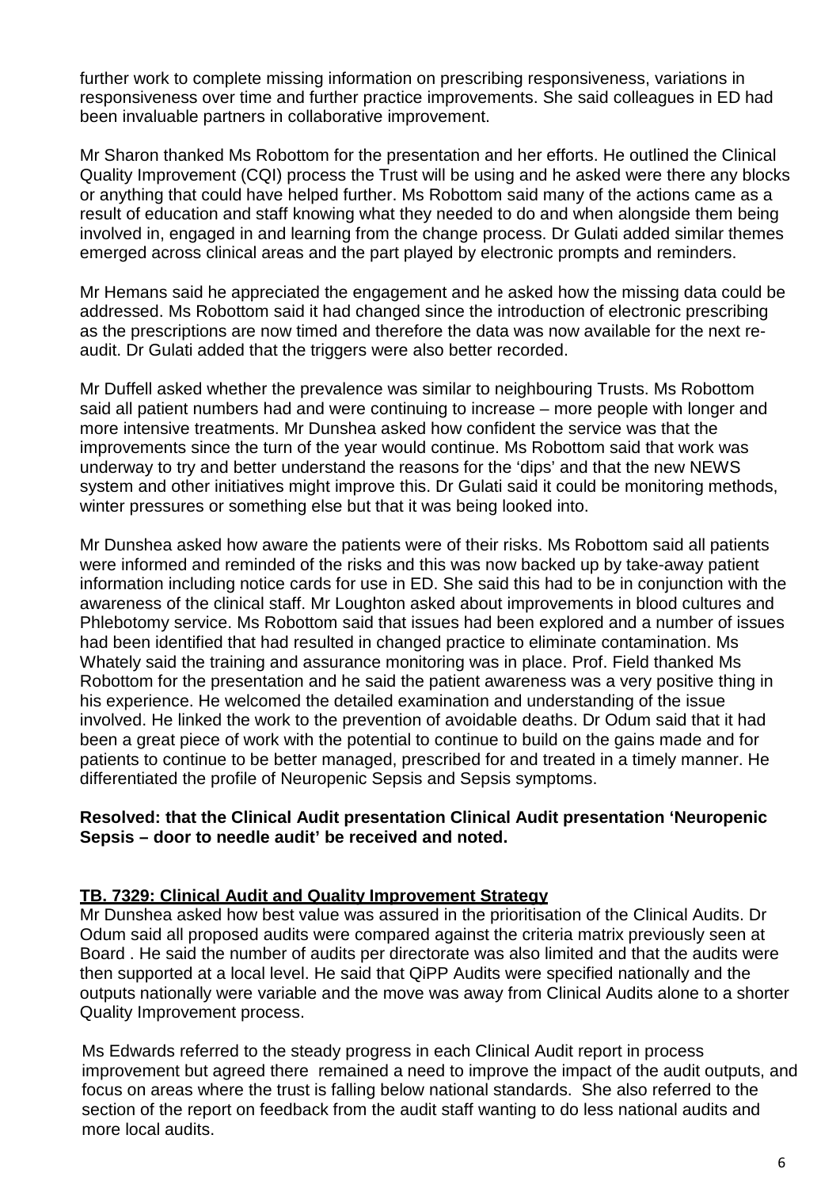further work to complete missing information on prescribing responsiveness, variations in responsiveness over time and further practice improvements. She said colleagues in ED had been invaluable partners in collaborative improvement.

Mr Sharon thanked Ms Robottom for the presentation and her efforts. He outlined the Clinical Quality Improvement (CQI) process the Trust will be using and he asked were there any blocks or anything that could have helped further. Ms Robottom said many of the actions came as a result of education and staff knowing what they needed to do and when alongside them being involved in, engaged in and learning from the change process. Dr Gulati added similar themes emerged across clinical areas and the part played by electronic prompts and reminders.

Mr Hemans said he appreciated the engagement and he asked how the missing data could be addressed. Ms Robottom said it had changed since the introduction of electronic prescribing as the prescriptions are now timed and therefore the data was now available for the next re-audit. Dr Gulati added that the triggers were also better recorded.

Mr Duffell asked whether the prevalence was similar to neighbouring Trusts. Ms Robottom said all patient numbers had and were continuing to increase – more people with longer and more intensive treatments. Mr Dunshea asked how confident the service was that the improvements since the turn of the year would continue. Ms Robottom said that work was underway to try and better understand the reasons for the 'dips' and that the new NEWS system and other initiatives might improve this. Dr Gulati said it could be monitoring methods, winter pressures or something else but that it was being looked into.

Mr Dunshea asked how aware the patients were of their risks. Ms Robottom said all patients were informed and reminded of the risks and this was now backed up by take-away patient information including notice cards for use in ED. She said this had to be in conjunction with the awareness of the clinical staff. Mr Loughton asked about improvements in blood cultures and Phlebotomy service. Ms Robottom said that issues had been explored and a number of issues had been identified that had resulted in changed practice to eliminate contamination. Ms Whately said the training and assurance monitoring was in place. Prof. Field thanked Ms Robottom for the presentation and he said the patient awareness was a very positive thing in his experience. He welcomed the detailed examination and understanding of the issue involved. He linked the work to the prevention of avoidable deaths. Dr Odum said that it had been a great piece of work with the potential to continue to build on the gains made and for patients to continue to be better managed, prescribed for and treated in a timely manner. He differentiated the profile of Neuropenic Sepsis and Sepsis symptoms.

**Resolved: that the Clinical Audit presentation Clinical Audit presentation 'Neuropenic Sepsis – door to needle audit' be received and noted.**

**TB. 7329: Clinical Audit and Quality Improvement Strategy**

Mr Dunshea asked how best value was assured in the prioritisation of the Clinical Audits. Dr Odum said all proposed audits were compared against the criteria matrix previously seen at Board . He said the number of audits per directorate was also limited and that the audits were then supported at a local level. He said that QiPP Audits were specified nationally and the outputs nationally were variable and the move was away from Clinical Audits alone to a shorter Quality Improvement process.

Ms Edwards referred to the steady progress in each Clinical Audit report in process improvement but agreed there remained a need to improve the impact of the audit outputs, and focus on areas where the trust is falling below national standards. She also referred to the section of the report on feedback from the audit staff wanting to do less national audits and more local audits.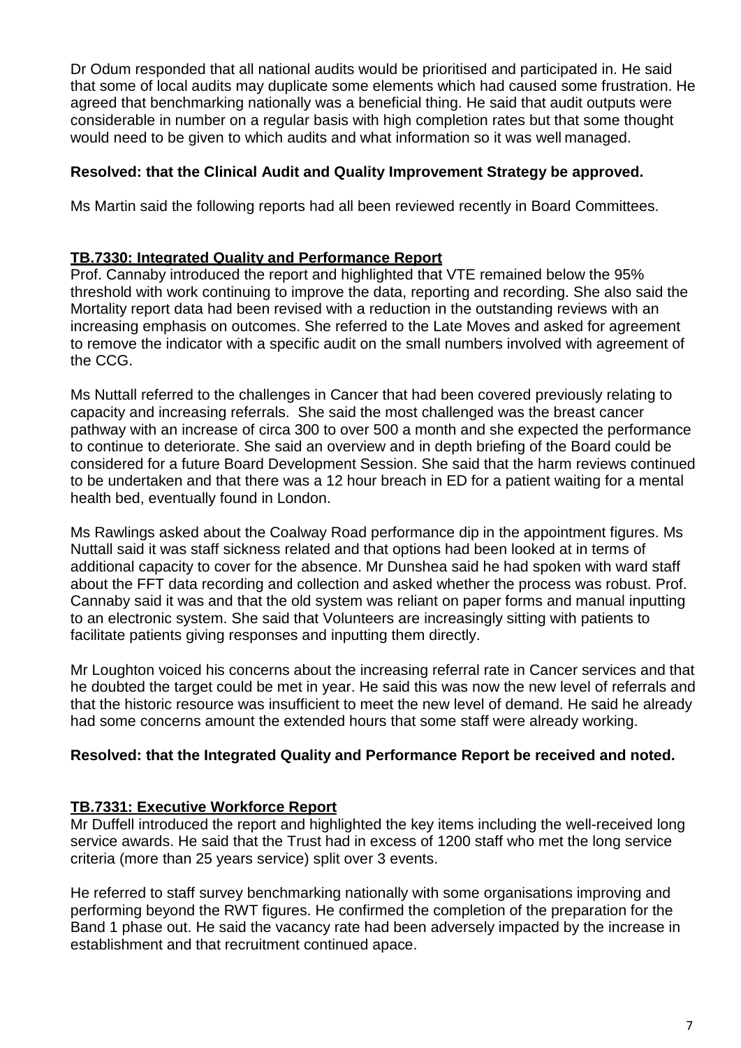Dr Odum responded that all national audits would be prioritised and participated in. He said that some of local audits may duplicate some elements which had caused some frustration. He agreed that benchmarking nationally was a beneficial thing. He said that audit outputs were considerable in number on a regular basis with high completion rates but that some thought would need to be given to which audits and what information so it was well managed.

**Resolved: that the Clinical Audit and Quality Improvement Strategy be approved.**

Ms Martin said the following reports had all been reviewed recently in Board Committees.

**TB.7330: Integrated Quality and Performance Report**

Prof. Cannaby introduced the report and highlighted that VTE remained below the 95% threshold with work continuing to improve the data, reporting and recording. She also said the Mortality report data had been revised with a reduction in the outstanding reviews with an increasing emphasis on outcomes. She referred to the Late Moves and asked for agreement to remove the indicator with a specific audit on the small numbers involved with agreement of the CCG.

Ms Nuttall referred to the challenges in Cancer that had been covered previously relating to capacity and increasing referrals. She said the most challenged was the breast cancer pathway with an increase of circa 300 to over 500 a month and she expected the performance to continue to deteriorate. She said an overview and in depth briefing of the Board could be considered for a future Board Development Session. She said that the harm reviews continued to be undertaken and that there was a 12 hour breach in ED for a patient waiting for a mental health bed, eventually found in London.

Ms Rawlings asked about the Coalway Road performance dip in the appointment figures. Ms Nuttall said it was staff sickness related and that options had been looked at in terms of additional capacity to cover for the absence. Mr Dunshea said he had spoken with ward staff about the FFT data recording and collection and asked whether the process was robust. Prof. Cannaby said it was and that the old system was reliant on paper forms and manual inputting to an electronic system. She said that Volunteers are increasingly sitting with patients to facilitate patients giving responses and inputting them directly.

Mr Loughton voiced his concerns about the increasing referral rate in Cancer services and that he doubted the target could be met in year. He said this was now the new level of referrals and that the historic resource was insufficient to meet the new level of demand. He said he already had some concerns amount the extended hours that some staff were already working.

**Resolved: that the Integrated Quality and Performance Report be received and noted.**

**TB.7331: Executive Workforce Report**

Mr Duffell introduced the report and highlighted the key items including the well-received long service awards. He said that the Trust had in excess of 1200 staff who met the long service criteria (more than 25 years service) split over 3 events.

He referred to staff survey benchmarking nationally with some organisations improving and performing beyond the RWT figures. He confirmed the completion of the preparation for the Band 1 phase out. He said the vacancy rate had been adversely impacted by the increase in establishment and that recruitment continued apace.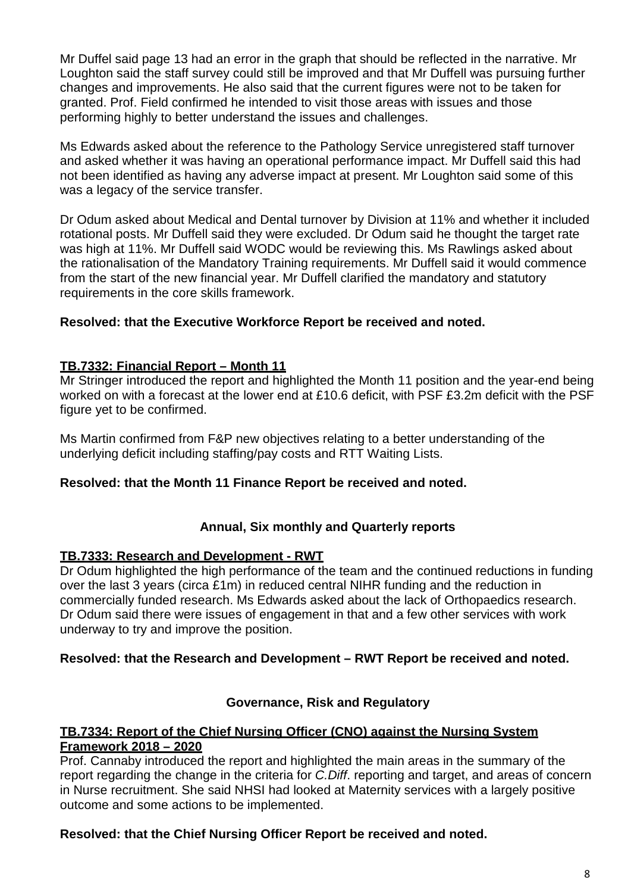Mr Duffel said page 13 had an error in the graph that should be reflected in the narrative. Mr Loughton said the staff survey could still be improved and that Mr Duffell was pursuing further changes and improvements. He also said that the current figures were not to be taken for granted. Prof. Field confirmed he intended to visit those areas with issues and those performing highly to better understand the issues and challenges.

Ms Edwards asked about the reference to the Pathology Service unregistered staff turnover and asked whether it was having an operational performance impact. Mr Duffell said this had not been identified as having any adverse impact at present. Mr Loughton said some of this was a legacy of the service transfer.

Dr Odum asked about Medical and Dental turnover by Division at 11% and whether it included rotational posts. Mr Duffell said they were excluded. Dr Odum said he thought the target rate was high at 11%. Mr Duffell said WODC would be reviewing this. Ms Rawlings asked about the rationalisation of the Mandatory Training requirements. Mr Duffell said it would commence from the start of the new financial year. Mr Duffell clarified the mandatory and statutory requirements in the core skills framework.

**Resolved: that the Executive Workforce Report be received and noted.**

**TB.7332: Financial Report – Month 11**

Mr Stringer introduced the report and highlighted the Month 11 position and the year-end being worked on with a forecast at the lower end at £10.6 deficit, with PSF £3.2m deficit with the PSF figure yet to be confirmed.

Ms Martin confirmed from F&P new objectives relating to a better understanding of the underlying deficit including staffing/pay costs and RTT Waiting Lists.

**Resolved: that the Month 11 Finance Report be received and noted.**

## Annual, Six monthly and Quarterly reports

**TB.7333: Research and Development - RWT**

Dr Odum highlighted the high performance of the team and the continued reductions in funding over the last 3 years (circa £1m) in reduced central NIHR funding and the reduction in commercially funded research. Ms Edwards asked about the lack of Orthopaedics research. Dr Odum said there were issues of engagement in that and a few other services with work underway to try and improve the position.

**Resolved: that the Research and Development – RWT Report be received and noted.**

## Governance, Risk and Regulatory

**TB.7334: Report of the Chief Nursing Officer (CNO) against the Nursing System Framework 2018 – 2020**

Prof. Cannaby introduced the report and highlighted the main areas in the summary of the report regarding the change in the criteria for *C.Diff*. reporting and target, and areas of concern in Nurse recruitment. She said NHSI had looked at Maternity services with a largely positive outcome and some actions to be implemented.

**Resolved: that the Chief Nursing Officer Report be received and noted.**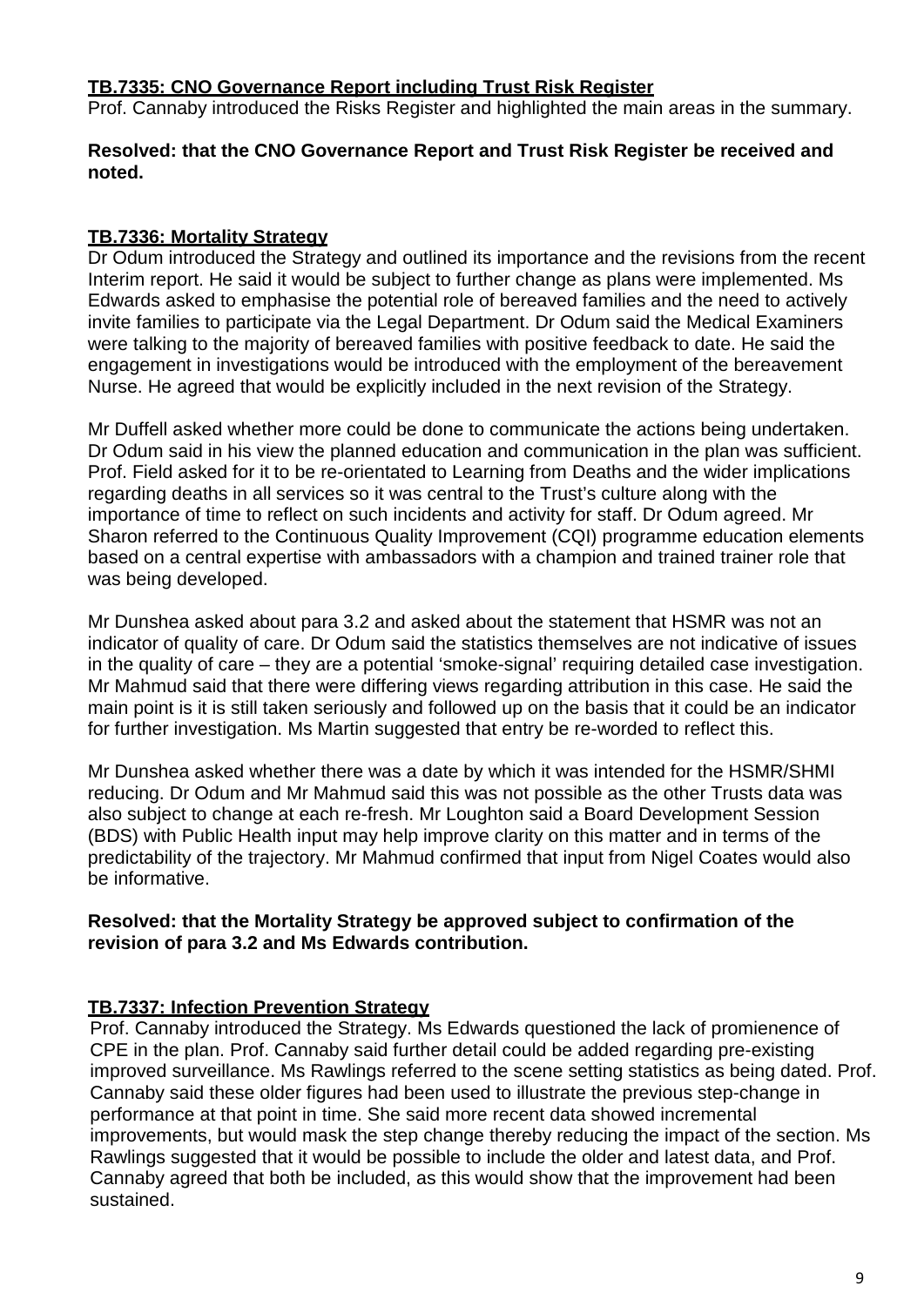**TB.7335: CNO Governance Report including Trust Risk Register**

Prof. Cannaby introduced the Risks Register and highlighted the main areas in the summary.

**Resolved: that the CNO Governance Report and Trust Risk Register be received and noted.**

**TB.7336: Mortality Strategy**

Dr Odum introduced the Strategy and outlined its importance and the revisions from the recent Interim report. He said it would be subject to further change as plans were implemented. Ms Edwards asked to emphasise the potential role of bereaved families and the need to actively invite families to participate via the Legal Department. Dr Odum said the Medical Examiners were talking to the majority of bereaved families with positive feedback to date. He said the engagement in investigations would be introduced with the employment of the bereavement Nurse. He agreed that would be explicitly included in the next revision of the Strategy.

Mr Duffell asked whether more could be done to communicate the actions being undertaken. Dr Odum said in his view the planned education and communication in the plan was sufficient. Prof. Field asked for it to be re-orientated to Learning from Deaths and the wider implications regarding deaths in all services so it was central to the Trust's culture along with the importance of time to reflect on such incidents and activity for staff. Dr Odum agreed. Mr Sharon referred to the Continuous Quality Improvement (CQI) programme education elements based on a central expertise with ambassadors with a champion and trained trainer role that was being developed.

Mr Dunshea asked about para 3.2 and asked about the statement that HSMR was not an indicator of quality of care. Dr Odum said the statistics themselves are not indicative of issues in the quality of care – they are a potential 'smoke-signal' requiring detailed case investigation. Mr Mahmud said that there were differing views regarding attribution in this case. He said the main point is it is still taken seriously and followed up on the basis that it could be an indicator for further investigation. Ms Martin suggested that entry be re-worded to reflect this.

Mr Dunshea asked whether there was a date by which it was intended for the HSMR/SHMI reducing. Dr Odum and Mr Mahmud said this was not possible as the other Trusts data was also subject to change at each re-fresh. Mr Loughton said a Board Development Session (BDS) with Public Health input may help improve clarity on this matter and in terms of the predictability of the trajectory. Mr Mahmud confirmed that input from Nigel Coates would also be informative.

**Resolved: that the Mortality Strategy be approved subject to confirmation of the revision of para 3.2 and Ms Edwards contribution.**

**TB.7337: Infection Prevention Strategy**

Prof. Cannaby introduced the Strategy. Ms Edwards questioned the lack of promienence of CPE in the plan. Prof. Cannaby said further detail could be added regarding pre-existing improved surveillance. Ms Rawlings referred to the scene setting statistics as being dated. Prof. Cannaby said these older figures had been used to illustrate the previous step-change in performance at that point in time. She said more recent data showed incremental improvements, but would mask the step change thereby reducing the impact of the section. Ms Rawlings suggested that it would be possible to include the older and latest data, and Prof. Cannaby agreed that both be included, as this would show that the improvement had been sustained.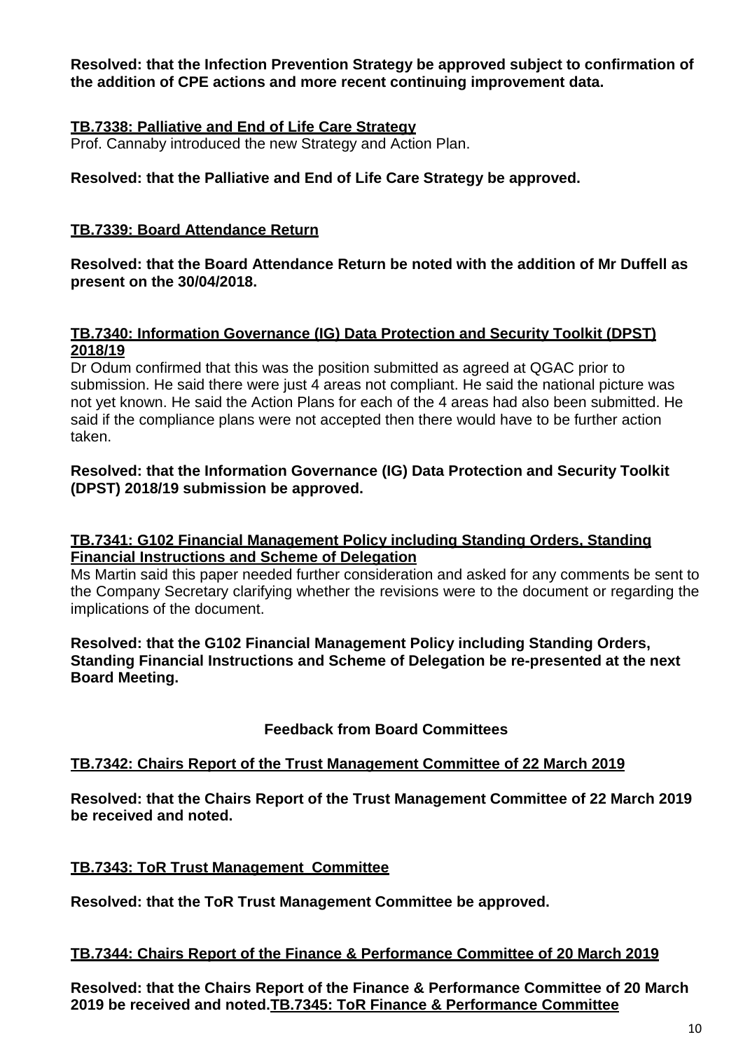**Resolved: that the Infection Prevention Strategy be approved subject to confirmation of the addition of CPE actions and more recent continuing improvement data.**

**TB.7338: Palliative and End of Life Care Strategy**

Prof. Cannaby introduced the new Strategy and Action Plan.

**Resolved: that the Palliative and End of Life Care Strategy be approved.**

**TB.7339: Board Attendance Return**

**Resolved: that the Board Attendance Return be noted with the addition of Mr Duffell as present on the 30/04/2018.**

**TB.7340: Information Governance (IG) Data Protection and Security Toolkit (DPST) 2018/19**

Dr Odum confirmed that this was the position submitted as agreed at QGAC prior to submission. He said there were just 4 areas not compliant. He said the national picture was not yet known. He said the Action Plans for each of the 4 areas had also been submitted. He said if the compliance plans were not accepted then there would have to be further action taken.

**Resolved: that the Information Governance (IG) Data Protection and Security Toolkit (DPST) 2018/19 submission be approved.**

**TB.7341: G102 Financial Management Policy including Standing Orders, Standing Financial Instructions and Scheme of Delegation**

Ms Martin said this paper needed further consideration and asked for any comments be sent to the Company Secretary clarifying whether the revisions were to the document or regarding the implications of the document.

**Resolved: that the G102 Financial Management Policy including Standing Orders, Standing Financial Instructions and Scheme of Delegation be re-presented at the next Board Meeting.**

**Feedback from Board Committees**

**TB.7342: Chairs Report of the Trust Management Committee of 22 March 2019**

**Resolved: that the Chairs Report of the Trust Management Committee of 22 March 2019 be received and noted.**

**TB.7343: ToR Trust Management Committee**

**Resolved: that the ToR Trust Management Committee be approved.**

**TB.7344: Chairs Report of the Finance & Performance Committee of 20 March 2019**

**Resolved: that the Chairs Report of the Finance & Performance Committee of 20 March 2019 be received and noted.**

**TB.7345: ToR Finance & Performance Committee**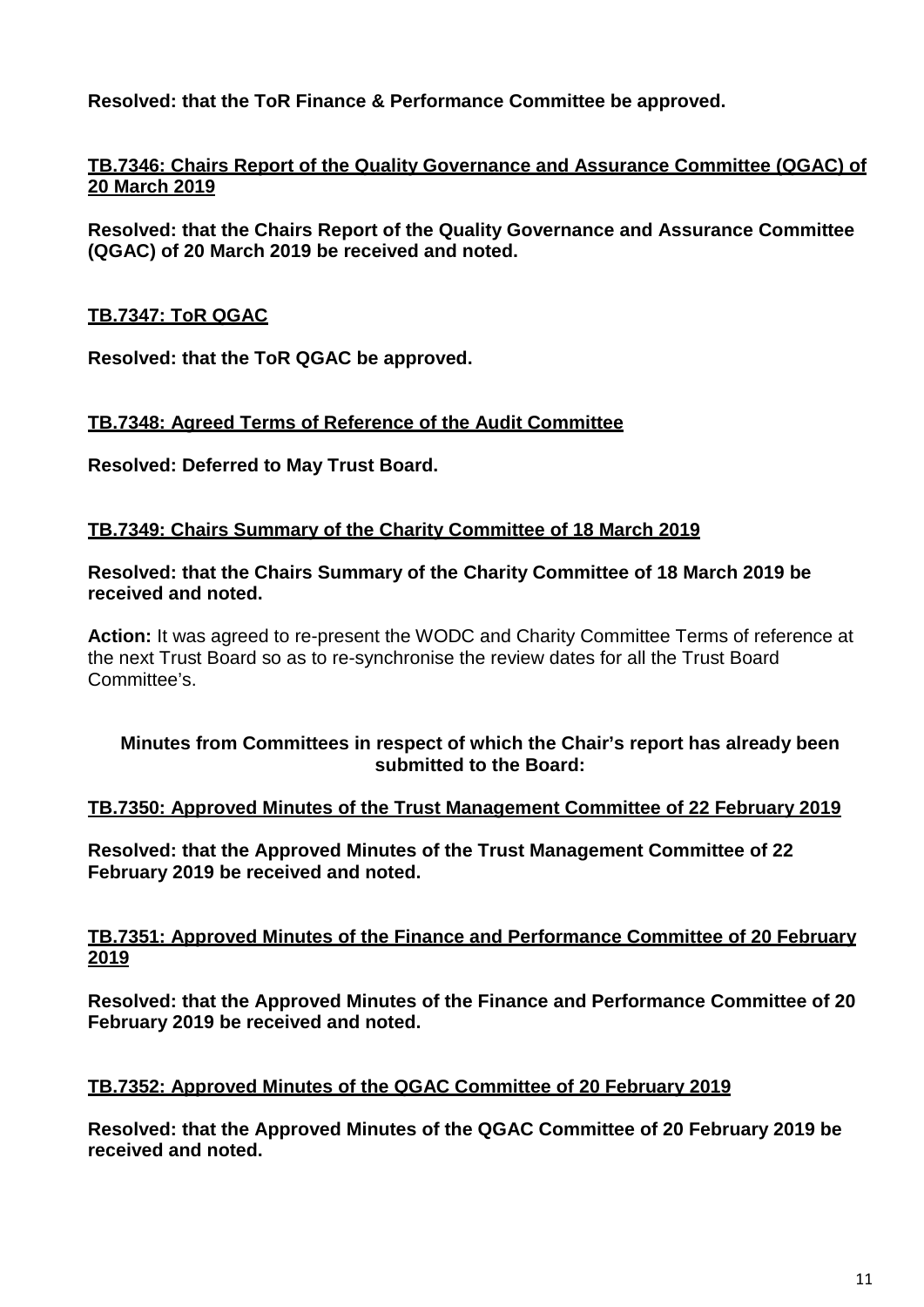**Resolved: that the ToR Finance & Performance Committee be approved.**

**TB.7346: Chairs Report of the Quality Governance and Assurance Committee (QGAC) of 20 March 2019**

**Resolved: that the Chairs Report of the Quality Governance and Assurance Committee (QGAC) of 20 March 2019 be received and noted.**

**TB.7347: ToR QGAC**

**Resolved: that the ToR QGAC be approved.**

**TB.7348: Agreed Terms of Reference of the Audit Committee**

**Resolved: Deferred to May Trust Board.**

**TB.7349: Chairs Summary of the Charity Committee of 18 March 2019**

**Resolved: that the Chairs Summary of the Charity Committee of 18 March 2019 be received and noted.**

**Action:** It was agreed to re-present the WODC and Charity Committee Terms of reference at the next Trust Board so as to re-synchronise the review dates for all the Trust Board Committee's.

**Minutes from Committees in respect of which the Chair's report has already been submitted to the Board:**

**TB.7350: Approved Minutes of the Trust Management Committee of 22 February 2019**

**Resolved: that the Approved Minutes of the Trust Management Committee of 22 February 2019 be received and noted.**

**TB.7351: Approved Minutes of the Finance and Performance Committee of 20 February 2019**

**Resolved: that the Approved Minutes of the Finance and Performance Committee of 20 February 2019 be received and noted.**

**TB.7352: Approved Minutes of the QGAC Committee of 20 February 2019**

**Resolved: that the Approved Minutes of the QGAC Committee of 20 February 2019 be received and noted.**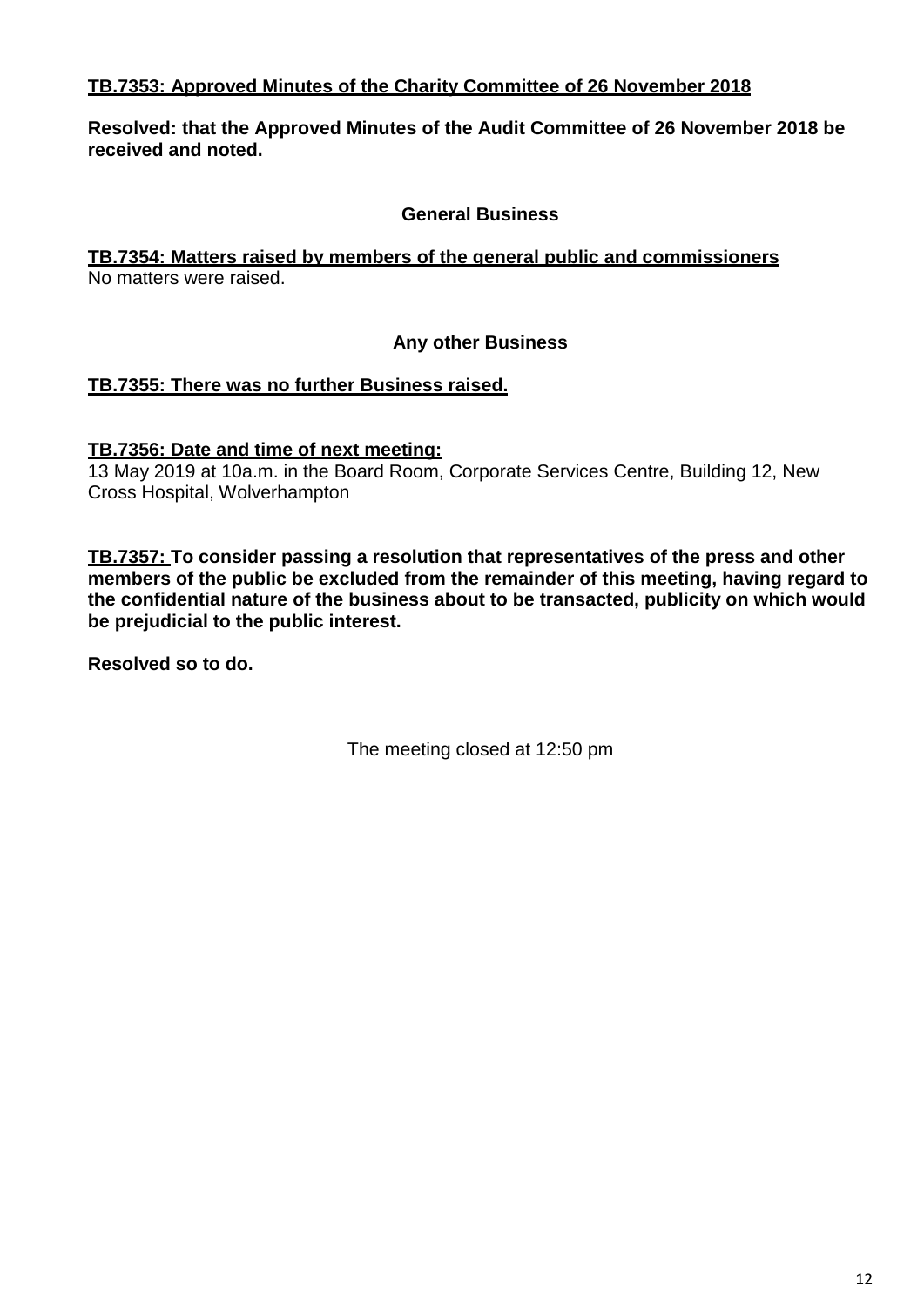**TB.7353: Approved Minutes of the Charity Committee of 26 November 2018**

**Resolved: that the Approved Minutes of the Audit Committee of 26 November 2018 be received and noted.**

**General Business**

**TB.7354: Matters raised by members of the general public and commissioners**
No matters were raised.

**Any other Business**

**TB.7355: There was no further Business raised.**

**TB.7356: Date and time of next meeting:**
13 May 2019 at 10a.m. in the Board Room, Corporate Services Centre, Building 12, New Cross Hospital, Wolverhampton

**TB.7357: To consider passing a resolution that representatives of the press and other members of the public be excluded from the remainder of this meeting, having regard to the confidential nature of the business about to be transacted, publicity on which would be prejudicial to the public interest.**

**Resolved so to do.**

The meeting closed at 12:50 pm